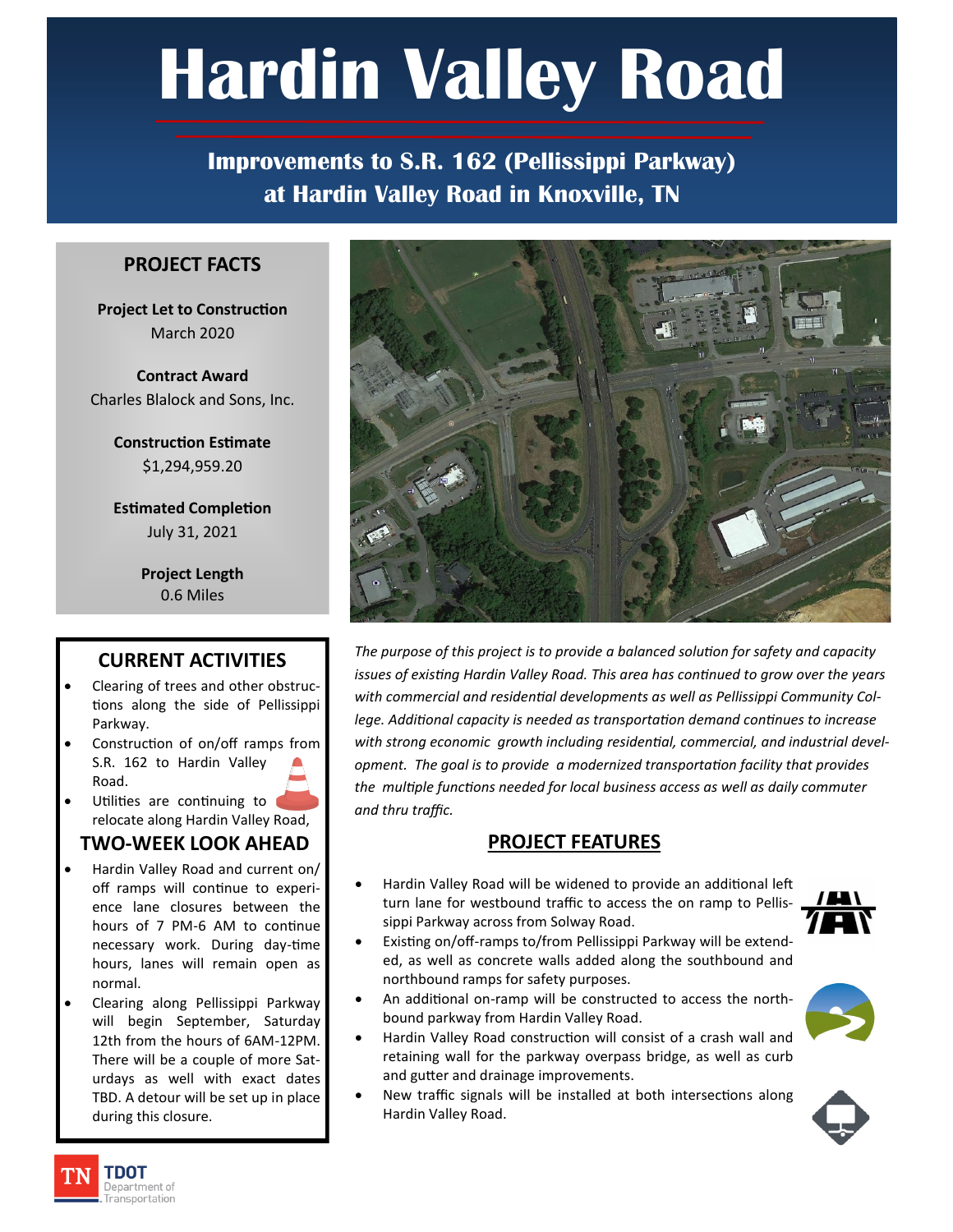# Hardin Valley Road

## Improvements to S.R. 162 (Pellissippi Parkway) at Hardin Valley Road in Knoxville, TN

### PROJECT FACTS

**Project Let to Construction**
March 2020

**Contract Award**
Charles Blalock and Sons, Inc.

**Construction Estimate**
$1,294,959.20

**Estimated Completion**
July 31, 2021

**Project Length**
0.6 Miles

*The purpose of this project is to provide a balanced solution for safety and capacity issues of existing Hardin Valley Road. This area has continued to grow over the years with commercial and residential developments as well as Pellissippi Community College. Additional capacity is needed as transportation demand continues to increase with strong economic growth including residential, commercial, and industrial development. The goal is to provide a modernized transportation facility that provides the multiple functions needed for local business access as well as daily commuter and thru traffic.*

### CURRENT ACTIVITIES

- Clearing of trees and other obstructions along the side of Pellissippi Parkway.
- Construction of on/off ramps from S.R. 162 to Hardin Valley Road.
- Utilities are continuing to relocate along Hardin Valley Road,

### TWO-WEEK LOOK AHEAD

- Hardin Valley Road and current on/off ramps will continue to experience lane closures between the hours of 7 PM-6 AM to continue necessary work. During day-time hours, lanes will remain open as normal.
- Clearing along Pellissippi Parkway will begin September, Saturday 12th from the hours of 6AM-12PM. There will be a couple of more Saturdays as well with exact dates TBD. A detour will be set up in place during this closure.

### PROJECT FEATURES

- Hardin Valley Road will be widened to provide an additional left turn lane for westbound traffic to access the on ramp to Pellissippi Parkway across from Solway Road.
- Existing on/off-ramps to/from Pellissippi Parkway will be extended, as well as concrete walls added along the southbound and northbound ramps for safety purposes.
- An additional on-ramp will be constructed to access the northbound parkway from Hardin Valley Road.
- Hardin Valley Road construction will consist of a crash wall and retaining wall for the parkway overpass bridge, as well as curb and gutter and drainage improvements.
- New traffic signals will be installed at both intersections along Hardin Valley Road.

TN TDOT Department of Transportation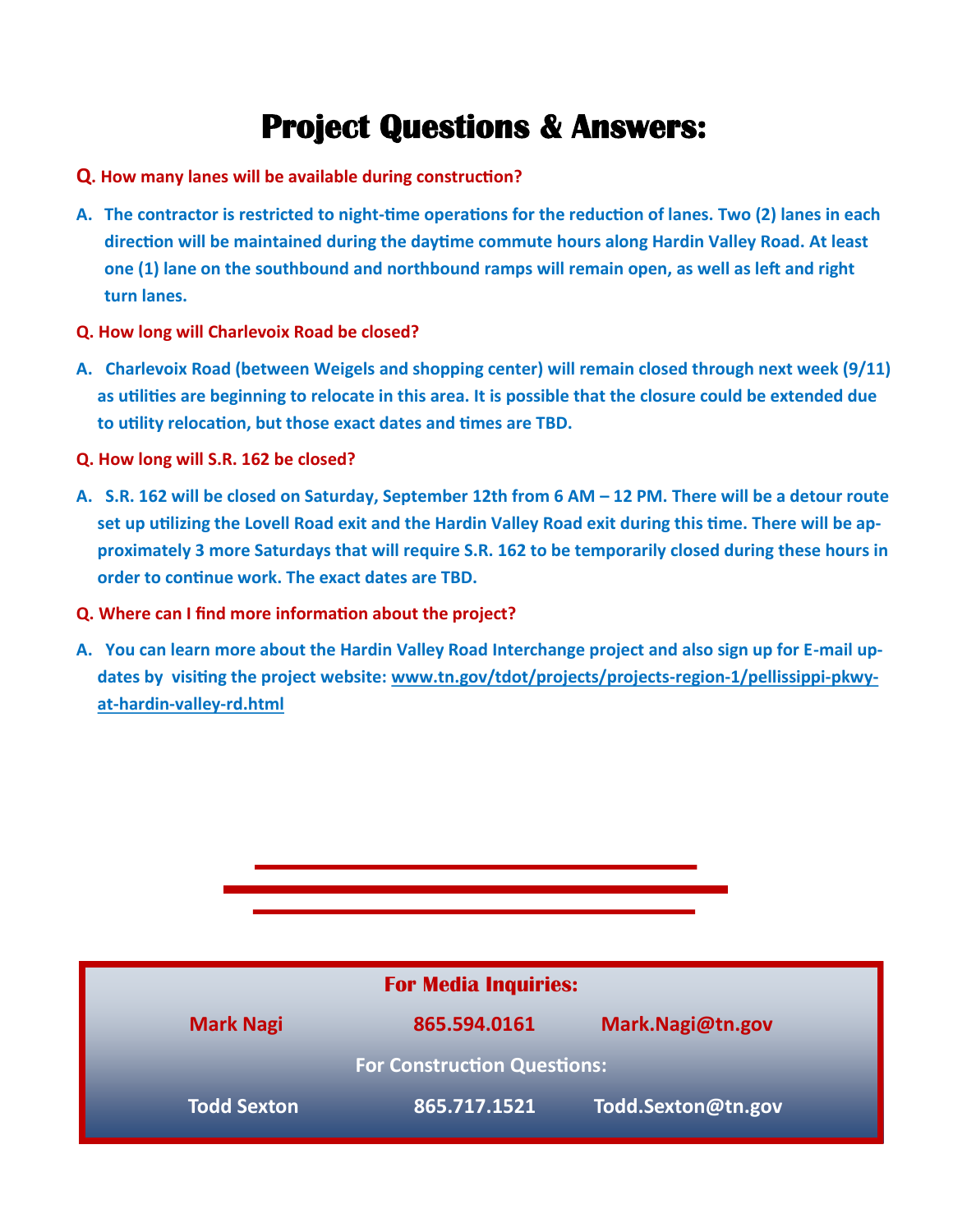# Project Questions & Answers:

**Q. How many lanes will be available during construction?**

**A. The contractor is restricted to night-time operations for the reduction of lanes. Two (2) lanes in each direction will be maintained during the daytime commute hours along Hardin Valley Road. At least one (1) lane on the southbound and northbound ramps will remain open, as well as left and right turn lanes.**

**Q. How long will Charlevoix Road be closed?**

**A. Charlevoix Road (between Weigels and shopping center) will remain closed through next week (9/11) as utilities are beginning to relocate in this area. It is possible that the closure could be extended due to utility relocation, but those exact dates and times are TBD.**

**Q. How long will S.R. 162 be closed?**

**A. S.R. 162 will be closed on Saturday, September 12th from 6 AM – 12 PM. There will be a detour route set up utilizing the Lovell Road exit and the Hardin Valley Road exit during this time. There will be approximately 3 more Saturdays that will require S.R. 162 to be temporarily closed during these hours in order to continue work. The exact dates are TBD.**

**Q. Where can I find more information about the project?**

**A. You can learn more about the Hardin Valley Road Interchange project and also sign up for E-mail updates by visiting the project website: [www.tn.gov/tdot/projects/projects-region-1/pellissippi-pkwy-at-hardin-valley-rd.html](www.tn.gov/tdot/projects/projects-region-1/pellissippi-pkwy-at-hardin-valley-rd.html)**

---

**For Media Inquiries:**

**Mark Nagi** 865.594.0161 Mark.Nagi@tn.gov

**For Construction Questions:**

**Todd Sexton** 865.717.1521 Todd.Sexton@tn.gov